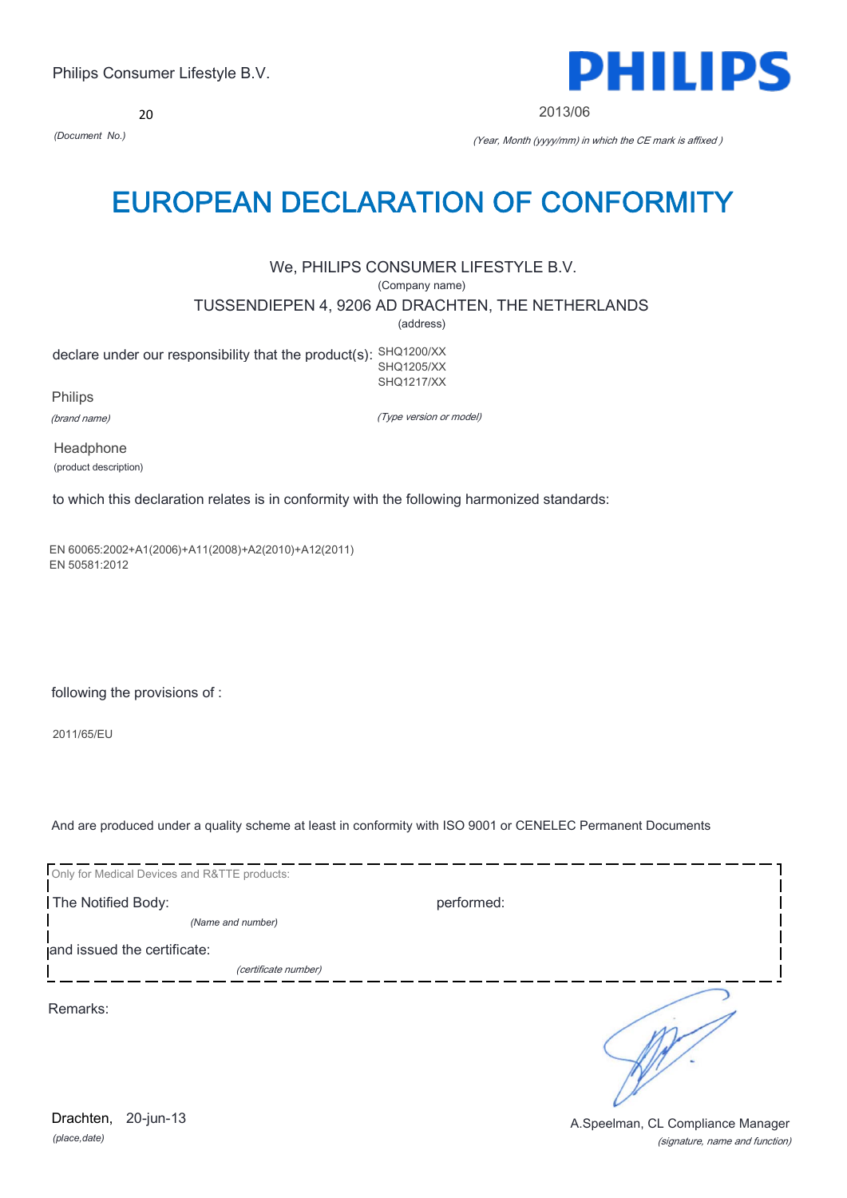Philips Consumer Lifestyle B.V.

PHILIPS

20

*(Document No.)*

2013/06

*(Year, Month (yyyy/mm) in which the CE mark is affixed )*

# EUROPEAN DECLARATION OF CONFORMITY

We, PHILIPS CONSUMER LIFESTYLE B.V.

(Company name)

TUSSENDIEPEN 4, 9206 AD DRACHTEN, THE NETHERLANDS

(address)

declare under our responsibility that the product(s): SHQ1200/XX
SHQ1205/XX
SHQ1217/XX

Philips

*(brand name)*

*(Type version or model)*

Headphone

(product description)

to which this declaration relates is in conformity with the following harmonized standards:

EN 60065:2002+A1(2006)+A11(2008)+A2(2010)+A12(2011)
EN 50581:2012

following the provisions of :

2011/65/EU

And are produced under a quality scheme at least in conformity with ISO 9001 or CENELEC Permanent Documents

Only for Medical Devices and R&TTE products:

The Notified Body: performed:

*(Name and number)*

and issued the certificate:

*(certificate number)*

Remarks:

Drachten, 20-jun-13

*(place,date)*

A.Speelman, CL Compliance Manager

*(signature, name and function)*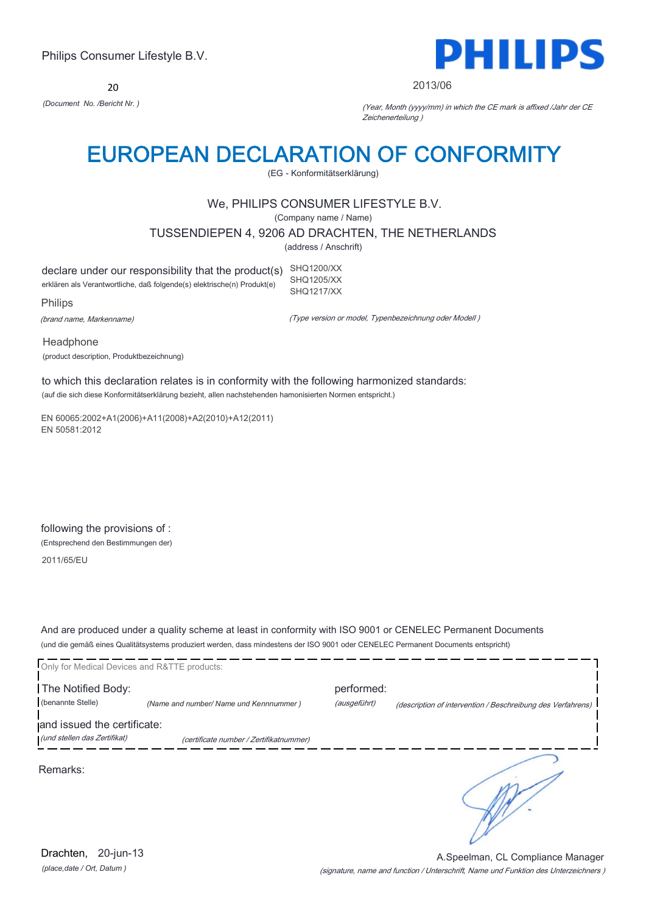Philips Consumer Lifestyle B.V.

**PHILIPS**

20
*(Document No. /Bericht Nr. )*

2013/06
*(Year, Month (yyyy/mm) in which the CE mark is affixed /Jahr der CE Zeichenerteilung )*

# EUROPEAN DECLARATION OF CONFORMITY

(EG - Konformitätserklärung)

We, PHILIPS CONSUMER LIFESTYLE B.V.
(Company name / Name)

TUSSENDIEPEN 4, 9206 AD DRACHTEN, THE NETHERLANDS
(address / Anschrift)

declare under our responsibility that the product(s)
erklären als Verantwortliche, daß folgende(s) elektrische(n) Produkt(e)

SHQ1200/XX
SHQ1205/XX
SHQ1217/XX

Philips
*(brand name, Markenname)*

*(Type version or model, Typenbezeichnung oder Modell )*

Headphone
(product description, Produktbezeichnung)

to which this declaration relates is in conformity with the following harmonized standards:
(auf die sich diese Konformitätserklärung bezieht, allen nachstehenden hamonisierten Normen entspricht.)

EN 60065:2002+A1(2006)+A11(2008)+A2(2010)+A12(2011)
EN 50581:2012

following the provisions of :
(Entsprechend den Bestimmungen der)

2011/65/EU

And are produced under a quality scheme at least in conformity with ISO 9001 or CENELEC Permanent Documents
(und die gemäß eines Qualitätsystems produziert werden, dass mindestens der ISO 9001 oder CENELEC Permanent Documents entspricht)

Only for Medical Devices and R&TTE products:

The Notified Body:
(benannte Stelle)
*(Name and number/ Name und Kennnummer )*

performed:
*(ausgeführt)*
*(description of intervention / Beschreibung des Verfahrens)*

and issued the certificate:
*(und stellen das Zertifikat)*
*(certificate number / Zertifikatnummer)*

Remarks:

Drachten, 20-jun-13
*(place,date / Ort, Datum )*

A.Speelman, CL Compliance Manager
*(signature, name and function / Unterschrift, Name und Funktion des Unterzeichners )*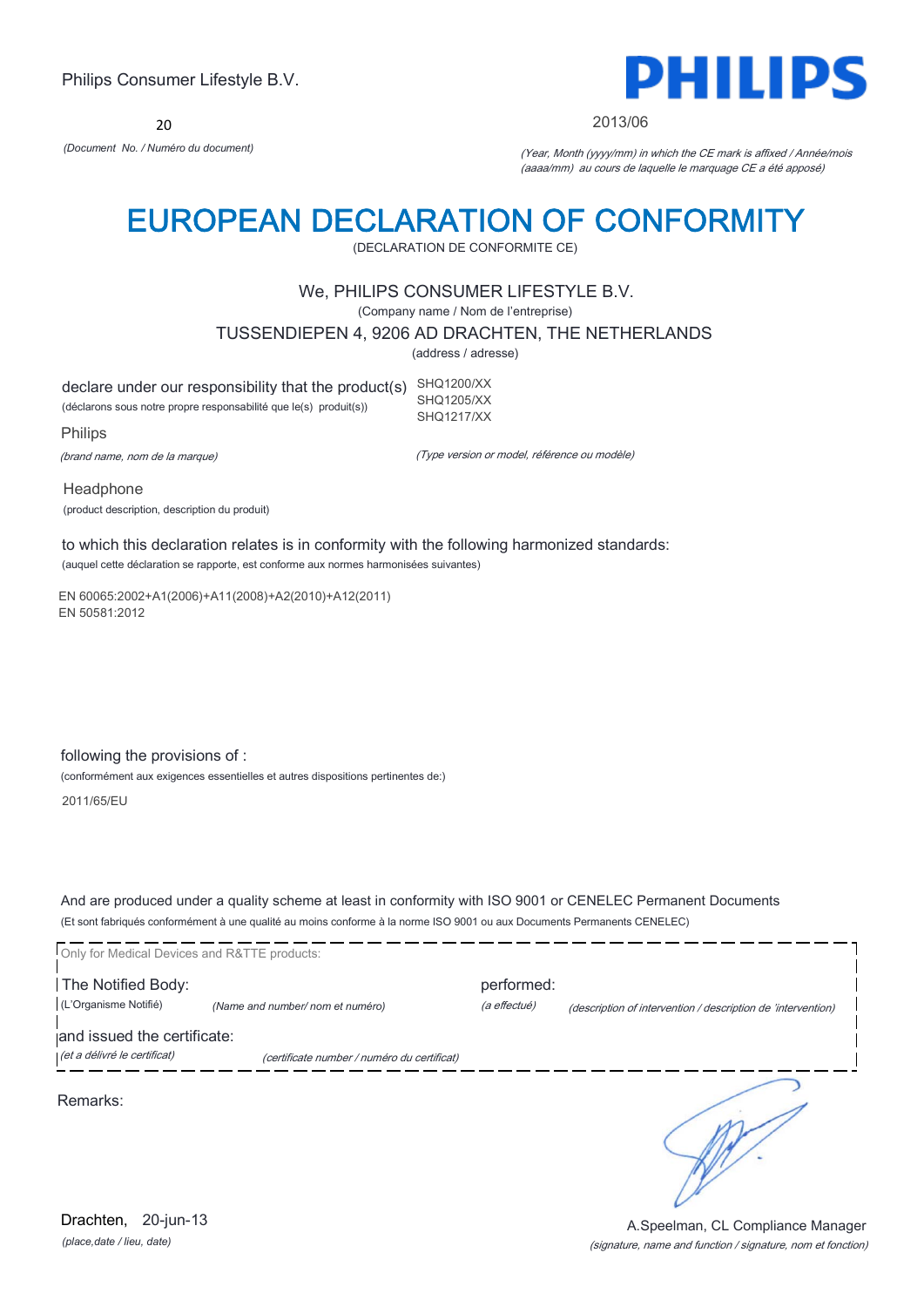Philips Consumer Lifestyle B.V.

**PHILIPS**

20

*(Document No. / Numéro du document)*

2013/06

*(Year, Month (yyyy/mm) in which the CE mark is affixed / Année/mois (aaaa/mm) au cours de laquelle le marquage CE a été apposé)*

# EUROPEAN DECLARATION OF CONFORMITY

(DECLARATION DE CONFORMITE CE)

We, PHILIPS CONSUMER LIFESTYLE B.V.

(Company name / Nom de l'entreprise)

TUSSENDIEPEN 4, 9206 AD DRACHTEN, THE NETHERLANDS

(address / adresse)

declare under our responsibility that the product(s)
(déclarons sous notre propre responsabilité que le(s) produit(s))

SHQ1200/XX
SHQ1205/XX
SHQ1217/XX

Philips

*(brand name, nom de la marque)*

*(Type version or model, référence ou modèle)*

Headphone

(product description, description du produit)

to which this declaration relates is in conformity with the following harmonized standards:
(auquel cette déclaration se rapporte, est conforme aux normes harmonisées suivantes)

EN 60065:2002+A1(2006)+A11(2008)+A2(2010)+A12(2011)
EN 50581:2012

following the provisions of :
(conformément aux exigences essentielles et autres dispositions pertinentes de:)

2011/65/EU

And are produced under a quality scheme at least in conformity with ISO 9001 or CENELEC Permanent Documents
(Et sont fabriqués conformément à une qualité au moins conforme à la norme ISO 9001 ou aux Documents Permanents CENELEC)

Only for Medical Devices and R&TTE products:

The Notified Body: performed:
(L'Organisme Notifié) *(Name and number/ nom et numéro)* *(a effectué)* *(description of intervention / description de 'intervention)*

and issued the certificate:
*(et a délivré le certificat)* *(certificate number / numéro du certificat)*

Remarks:

Drachten, 20-jun-13
*(place,date / lieu, date)*

A.Speelman, CL Compliance Manager
*(signature, name and function / signature, nom et fonction)*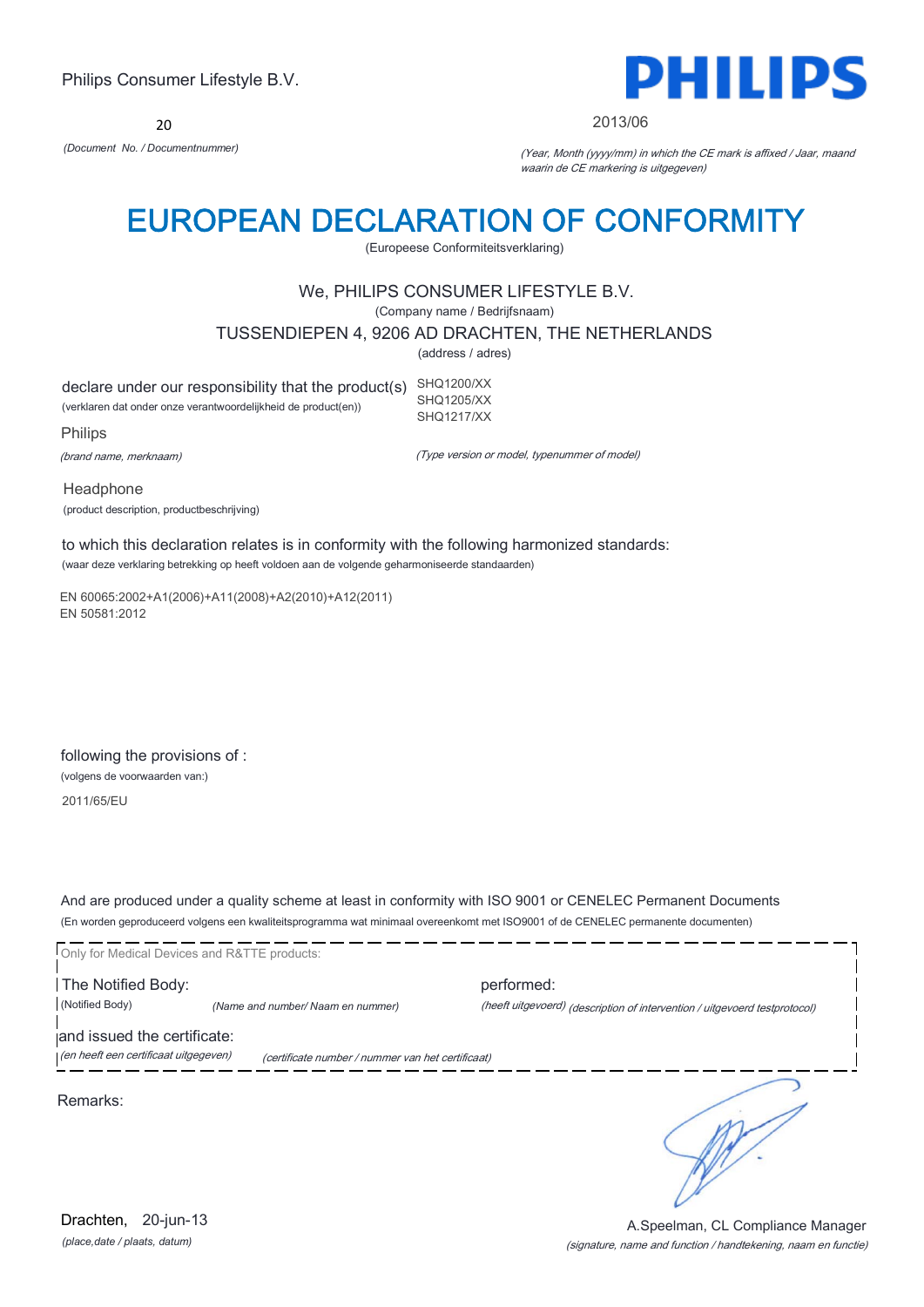Philips Consumer Lifestyle B.V.

**PHILIPS**

20

*(Document No. / Documentnummer)*

2013/06

*(Year, Month (yyyy/mm) in which the CE mark is affixed / Jaar, maand waarin de CE markering is uitgegeven)*

# EUROPEAN DECLARATION OF CONFORMITY

(Europeese Conformiteitsverklaring)

We, PHILIPS CONSUMER LIFESTYLE B.V.

(Company name / Bedrijfsnaam)

TUSSENDIEPEN 4, 9206 AD DRACHTEN, THE NETHERLANDS

(address / adres)

declare under our responsibility that the product(s)
(verklaren dat onder onze verantwoordelijkheid de product(en))

SHQ1200/XX
SHQ1205/XX
SHQ1217/XX

*(Type version or model, typenummer of model)*

Philips

*(brand name, merknaam)*

Headphone

(product description, productbeschrijving)

to which this declaration relates is in conformity with the following harmonized standards:

(waar deze verklaring betrekking op heeft voldoen aan de volgende geharmoniseerde standaarden)

EN 60065:2002+A1(2006)+A11(2008)+A2(2010)+A12(2011)
EN 50581:2012

following the provisions of :

(volgens de voorwaarden van:)

2011/65/EU

And are produced under a quality scheme at least in conformity with ISO 9001 or CENELEC Permanent Documents

(En worden geproduceerd volgens een kwaliteitsprogramma wat minimaal overeenkomt met ISO9001 of de CENELEC permanente documenten)

Only for Medical Devices and R&TTE products:

The Notified Body:
(Notified Body) *(Name and number/ Naam en nummer)*

performed:
*(heeft uitgevoerd) (description of intervention / uitgevoerd testprotocol)*

and issued the certificate:
*(en heeft een certificaat uitgegeven)* *(certificate number / nummer van het certificaat)*

Remarks:

Drachten, 20-jun-13

*(place,date / plaats, datum)*

A.Speelman, CL Compliance Manager

*(signature, name and function / handtekening, naam en functie)*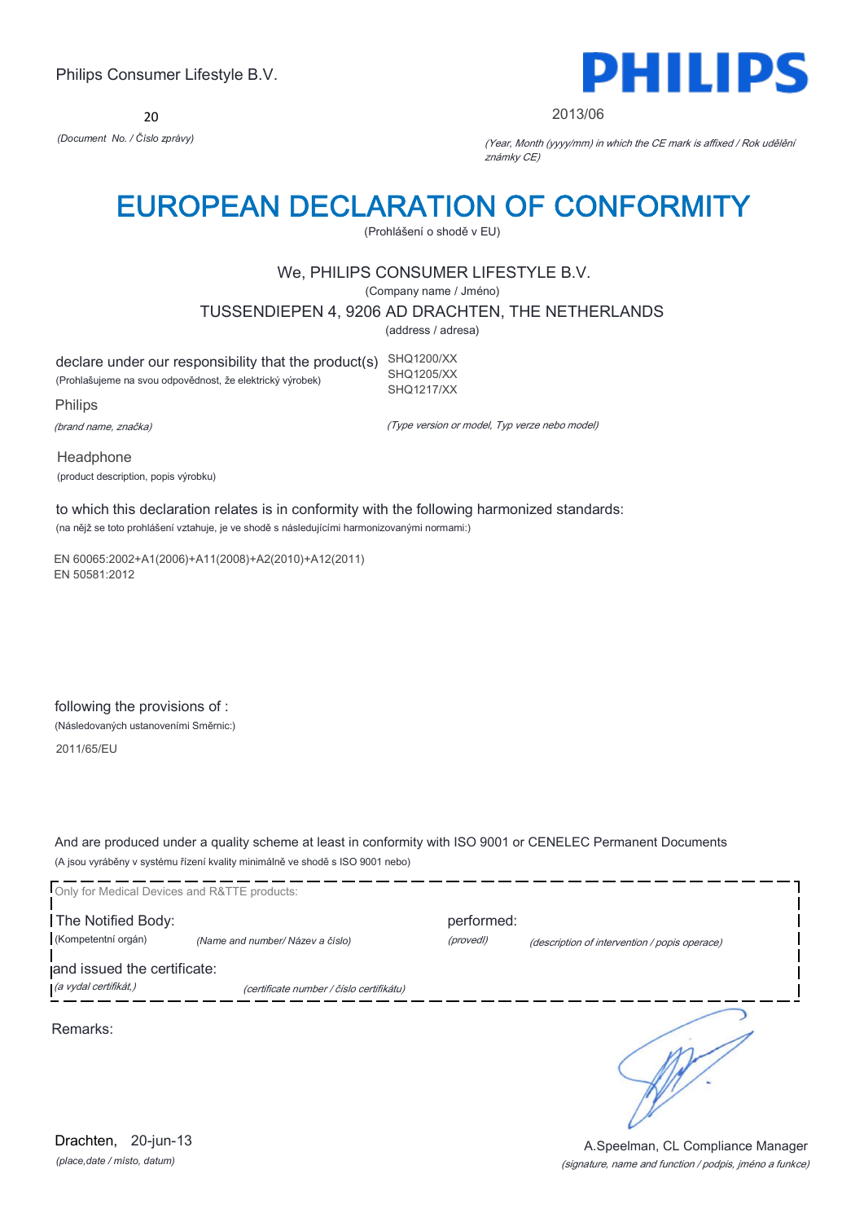Philips Consumer Lifestyle B.V.

PHILIPS

20

*(Document No. / Číslo zprávy)*

2013/06

*(Year, Month (yyyy/mm) in which the CE mark is affixed / Rok udělění známky CE)*

# EUROPEAN DECLARATION OF CONFORMITY

(Prohlášení o shodě v EU)

We, PHILIPS CONSUMER LIFESTYLE B.V.

(Company name / Jméno)

TUSSENDIEPEN 4, 9206 AD DRACHTEN, THE NETHERLANDS

(address / adresa)

declare under our responsibility that the product(s)

(Prohlašujeme na svou odpovědnost, že elektrický výrobek)

SHQ1200/XX
SHQ1205/XX
SHQ1217/XX

Philips

*(brand name, značka)*

*(Type version or model, Typ verze nebo model)*

Headphone

(product description, popis výrobku)

to which this declaration relates is in conformity with the following harmonized standards:

(na nějž se toto prohlášení vztahuje, je ve shodě s následujícími harmonizovanými normami:)

EN 60065:2002+A1(2006)+A11(2008)+A2(2010)+A12(2011)
EN 50581:2012

following the provisions of :

(Následovaných ustanoveními Směrnic:)

2011/65/EU

And are produced under a quality scheme at least in conformity with ISO 9001 or CENELEC Permanent Documents

(A jsou vyráběny v systému řízení kvality minimálně ve shodě s ISO 9001 nebo)

Only for Medical Devices and R&TTE products:

The Notified Body: (Kompetentní orgán) *(Name and number/ Název a číslo)*

performed: *(provedl)* *(description of intervention / popis operace)*

and issued the certificate: *(a vydal certifikát,)* *(certificate number / číslo certifikátu)*

Remarks:

Drachten, 20-jun-13

*(place,date / místo, datum)*

A.Speelman, CL Compliance Manager

*(signature, name and function / podpis, jméno a funkce)*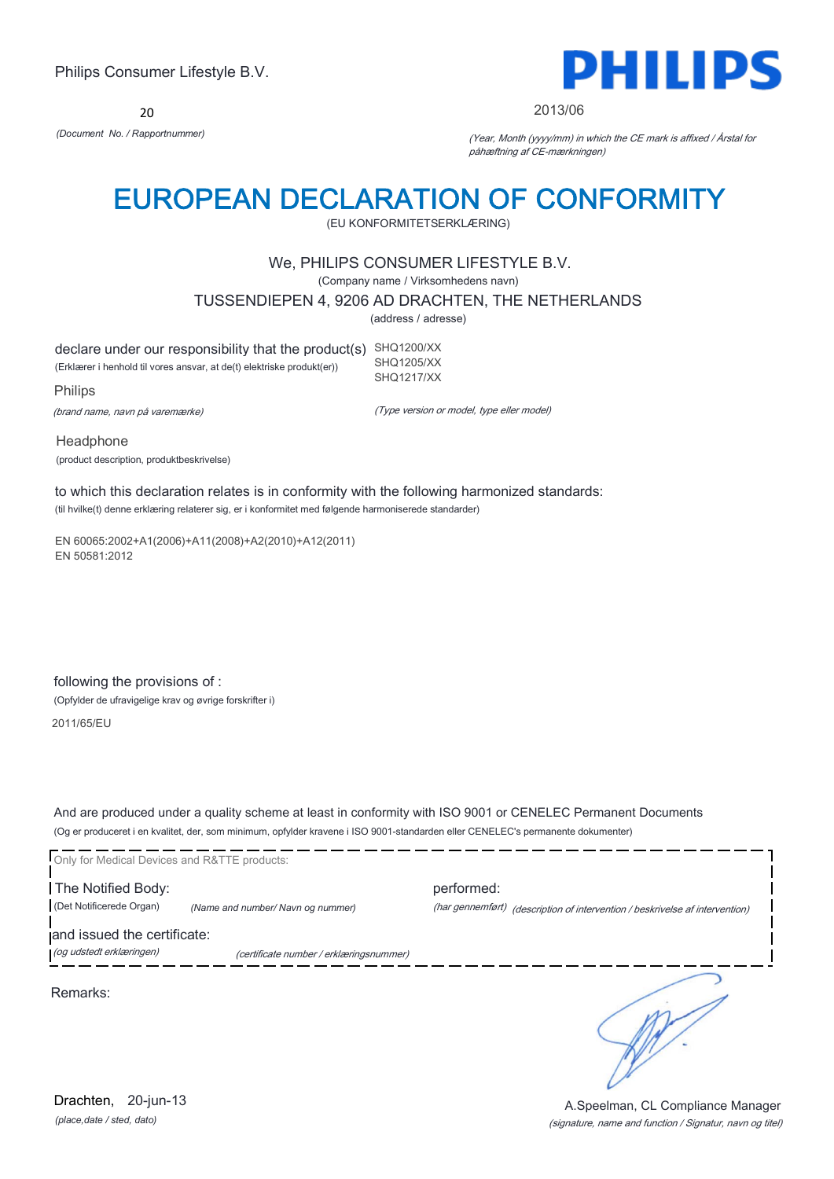Philips Consumer Lifestyle B.V.

**PHILIPS**

20

*(Document No. / Rapportnummer)*

2013/06

*(Year, Month (yyyy/mm) in which the CE mark is affixed / Årstal for påhæftning af CE-mærkningen)*

# EUROPEAN DECLARATION OF CONFORMITY

(EU KONFORMITETSERKLÆRING)

We, PHILIPS CONSUMER LIFESTYLE B.V.

(Company name / Virksomhedens navn)

TUSSENDIEPEN 4, 9206 AD DRACHTEN, THE NETHERLANDS

(address / adresse)

declare under our responsibility that the product(s)
(Erklærer i henhold til vores ansvar, at de(t) elektriske produkt(er))

SHQ1200/XX
SHQ1205/XX
SHQ1217/XX

Philips

*(brand name, navn på varemærke)*

*(Type version or model, type eller model)*

Headphone

(product description, produktbeskrivelse)

to which this declaration relates is in conformity with the following harmonized standards:

(til hvilke(t) denne erklæring relaterer sig, er i konformitet med følgende harmoniserede standarder)

EN 60065:2002+A1(2006)+A11(2008)+A2(2010)+A12(2011)
EN 50581:2012

following the provisions of :

(Opfylder de ufravigelige krav og øvrige forskrifter i)

2011/65/EU

And are produced under a quality scheme at least in conformity with ISO 9001 or CENELEC Permanent Documents

(Og er produceret i en kvalitet, der, som minimum, opfylder kravene i ISO 9001-standarden eller CENELEC's permanente dokumenter)

Only for Medical Devices and R&TTE products:

The Notified Body:
(Det Notificerede Organ) *(Name and number/ Navn og nummer)*

performed:
*(har gennemført)* *(description of intervention / beskrivelse af intervention)*

and issued the certificate:
*(og udstedt erklæringen)* *(certificate number / erklæringsnummer)*

Remarks:

Drachten, 20-jun-13

*(place,date / sted, dato)*

A.Speelman, CL Compliance Manager

*(signature, name and function / Signatur, navn og titel)*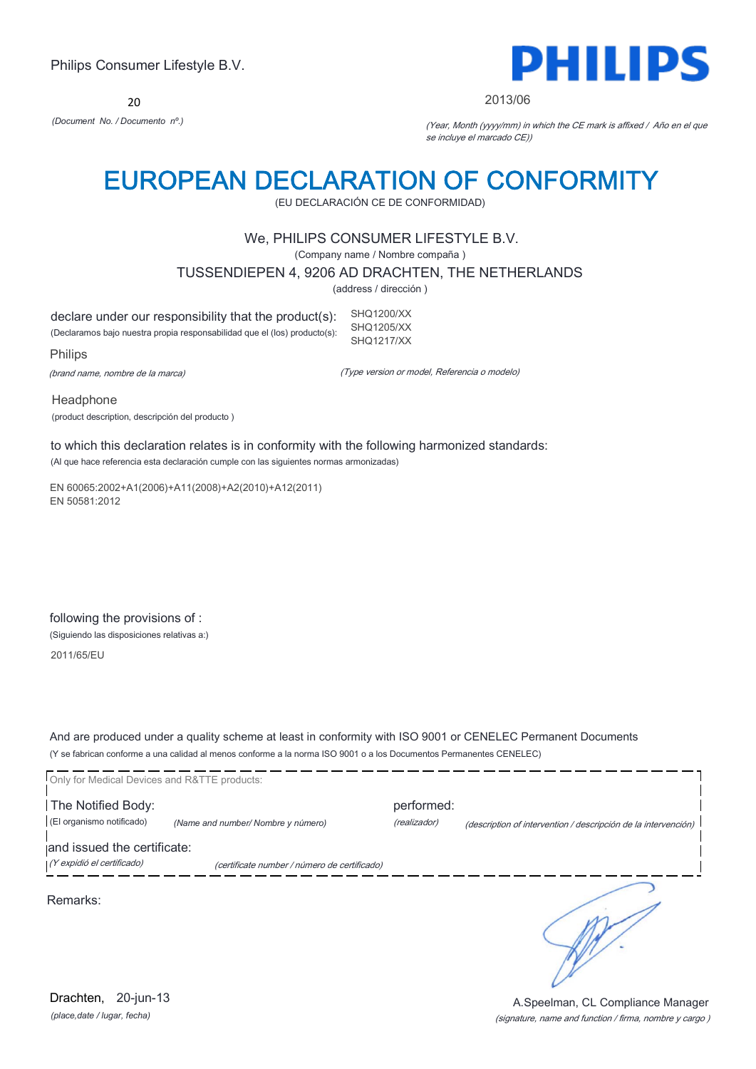Philips Consumer Lifestyle B.V.

**PHILIPS**

20

*(Document No. / Documento nº.)*

2013/06

*(Year, Month (yyyy/mm) in which the CE mark is affixed / Año en el que se incluye el marcado CE))*

# EUROPEAN DECLARATION OF CONFORMITY

(EU DECLARACIÓN CE DE CONFORMIDAD)

We, PHILIPS CONSUMER LIFESTYLE B.V.

(Company name / Nombre compaña )

TUSSENDIEPEN 4, 9206 AD DRACHTEN, THE NETHERLANDS

(address / dirección )

declare under our responsibility that the product(s):
(Declaramos bajo nuestra propia responsabilidad que el (los) producto(s):

SHQ1200/XX
SHQ1205/XX
SHQ1217/XX

Philips

*(brand name, nombre de la marca)*

*(Type version or model, Referencia o modelo)*

Headphone

(product description, descripción del producto )

to which this declaration relates is in conformity with the following harmonized standards:
(Al que hace referencia esta declaración cumple con las siguientes normas armonizadas)

EN 60065:2002+A1(2006)+A11(2008)+A2(2010)+A12(2011)
EN 50581:2012

following the provisions of :
(Siguiendo las disposiciones relativas a:)

2011/65/EU

And are produced under a quality scheme at least in conformity with ISO 9001 or CENELEC Permanent Documents
(Y se fabrican conforme a una calidad al menos conforme a la norma ISO 9001 o a los Documentos Permanentes CENELEC)

Only for Medical Devices and R&TTE products:

The Notified Body: (El organismo notificado) *(Name and number/ Nombre y número)*

performed: *(realizador)* *(description of intervention / descripción de la intervención)*

and issued the certificate: *(Y expidió el certificado)* *(certificate number / número de certificado)*

Remarks:

Drachten, 20-jun-13
*(place,date / lugar, fecha)*

A.Speelman, CL Compliance Manager
*(signature, name and function / firma, nombre y cargo )*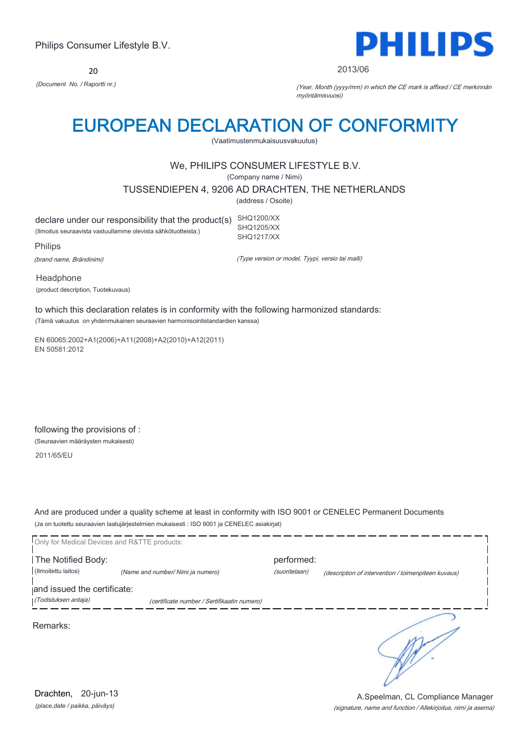Philips Consumer Lifestyle B.V.

**PHILIPS**

20

*(Document No. / Raportti nr.)*

2013/06

*(Year, Month (yyyy/mm) in which the CE mark is affixed / CE merkinnän myöntämisvuosi)*

# EUROPEAN DECLARATION OF CONFORMITY

(Vaatimustenmukaisuusvakuutus)

We, PHILIPS CONSUMER LIFESTYLE B.V.

(Company name / Nimi)

TUSSENDIEPEN 4, 9206 AD DRACHTEN, THE NETHERLANDS

(address / Osoite)

declare under our responsibility that the product(s)
(Ilmoitus seuraavista vastuullamme olevista sähkötuotteista:)

SHQ1200/XX
SHQ1205/XX
SHQ1217/XX

Philips

*(brand name, Brändinimi)*

*(Type version or model, Tyypi, versio tai malli)*

Headphone

(product description, Tuotekuvaus)

to which this declaration relates is in conformity with the following harmonized standards:
(Tämä vakuutus on yhdenmukainen seuraavien harmonisointistandardien kanssa)

EN 60065:2002+A1(2006)+A11(2008)+A2(2010)+A12(2011)
EN 50581:2012

following the provisions of :
(Seuraavien määräysten mukaisesti)

2011/65/EU

And are produced under a quality scheme at least in conformity with ISO 9001 or CENELEC Permanent Documents
(Ja on tuotettu seuraavien laatujärjestelmien mukaisesti : ISO 9001 ja CENELEC asiakirjat)

Only for Medical Devices and R&TTE products:

The Notified Body: (Ilmoitettu laitos) *(Name and number/ Nimi ja numero)*

performed: *(suoritetaan)* *(description of intervention / toimenpiteen kuvaus)*

and issued the certificate: *(Todistuksen antaja)* *(certificate number / Sertifikaatin numero)*

Remarks:

Drachten, 20-jun-13
*(place,date / paikka, päiväys)*

A.Speelman, CL Compliance Manager
*(signature, name and function / Allekirjoitus, nimi ja asema)*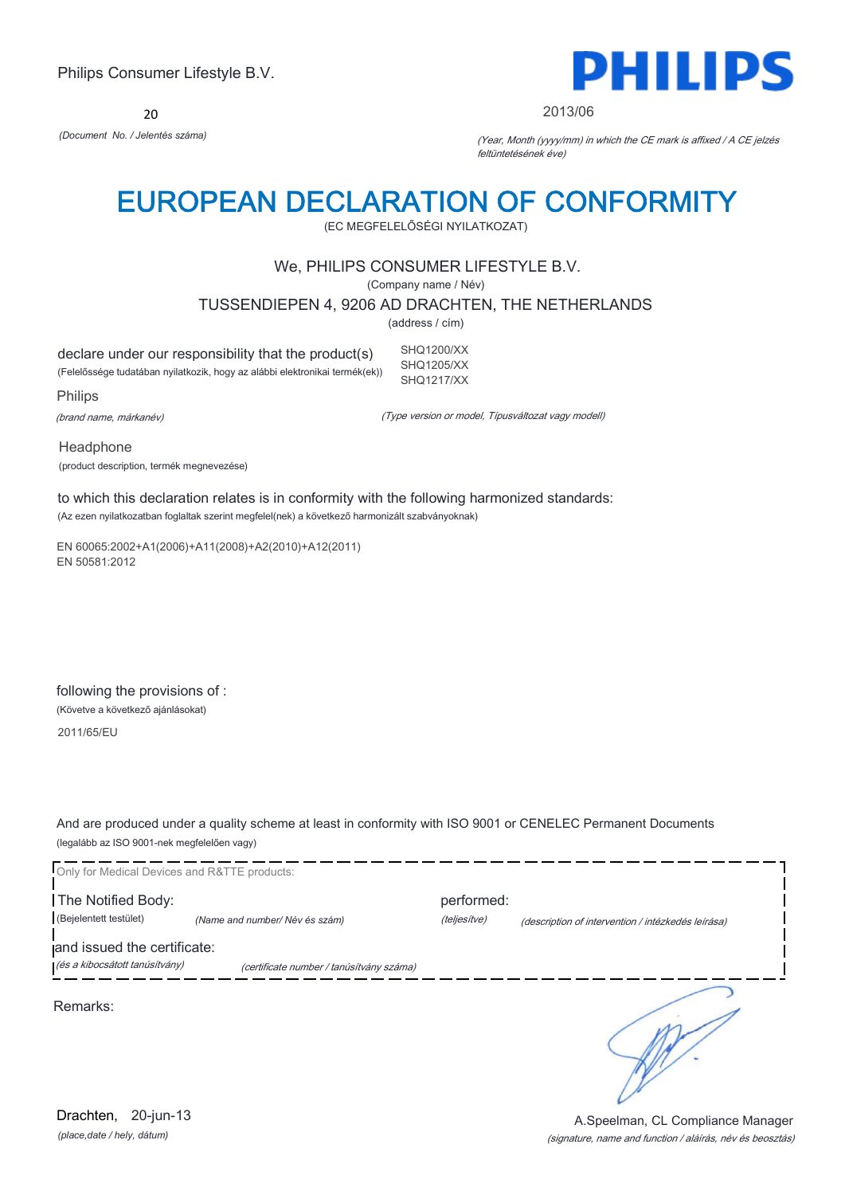Philips Consumer Lifestyle B.V.

**PHILIPS**

20

*(Document No. / Jelentés száma)*

2013/06

*(Year, Month (yyyy/mm) in which the CE mark is affixed / A CE jelzés feltüntetésének éve)*

# EUROPEAN DECLARATION OF CONFORMITY

(EC MEGFELELŐSÉGI NYILATKOZAT)

We, PHILIPS CONSUMER LIFESTYLE B.V.

(Company name / Név)

TUSSENDIEPEN 4, 9206 AD DRACHTEN, THE NETHERLANDS

(address / cím)

declare under our responsibility that the product(s)

(Felelőssége tudatában nyilatkozik, hogy az alábbi elektronikai termék(ek))

SHQ1200/XX
SHQ1205/XX
SHQ1217/XX

Philips

*(brand name, márkanév)*

*(Type version or model, Típusváltozat vagy modell)*

Headphone

(product description, termék megnevezése)

to which this declaration relates is in conformity with the following harmonized standards:

(Az ezen nyilatkozatban foglaltak szerint megfelel(nek) a következő harmonizált szabványoknak)

EN 60065:2002+A1(2006)+A11(2008)+A2(2010)+A12(2011)
EN 50581:2012

following the provisions of :

(Követve a következő ajánlásokat)

2011/65/EU

And are produced under a quality scheme at least in conformity with ISO 9001 or CENELEC Permanent Documents

(legalább az ISO 9001-nek megfelelően vagy)

Only for Medical Devices and R&TTE products:

The Notified Body: *(Bejelentett testület)* *(Name and number/ Név és szám)*

performed: *(teljesítve)* *(description of intervention / intézkedés leírása)*

and issued the certificate: *(és a kibocsátott tanúsítvány)* *(certificate number / tanúsítvány száma)*

Remarks:

Drachten, 20-jun-13

*(place,date / hely, dátum)*

A.Speelman, CL Compliance Manager

*(signature, name and function / aláírás, név és beosztás)*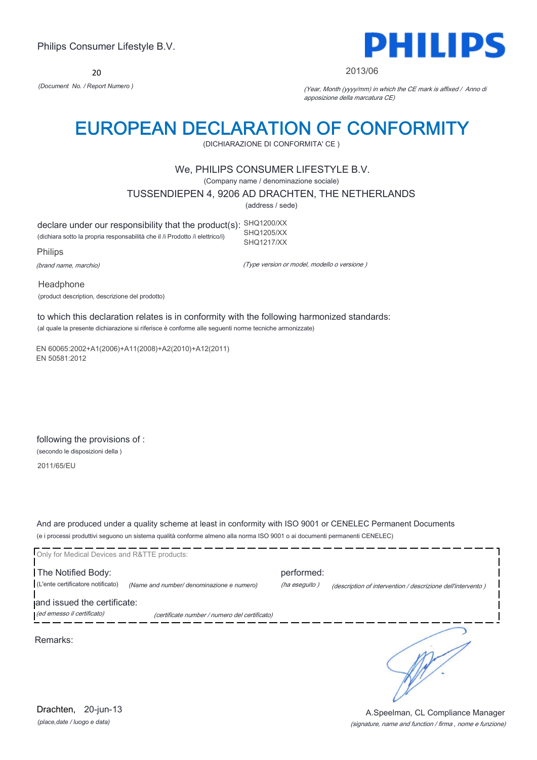Philips Consumer Lifestyle B.V.

20

*(Document No. / Report Numero )*

PHILIPS

2013/06

*(Year, Month (yyyy/mm) in which the CE mark is affixed / Anno di apposizione della marcatura CE)*

# EUROPEAN DECLARATION OF CONFORMITY

(DICHIARAZIONE DI CONFORMITA' CE )

We, PHILIPS CONSUMER LIFESTYLE B.V.

(Company name / denominazione sociale)

TUSSENDIEPEN 4, 9206 AD DRACHTEN, THE NETHERLANDS

(address / sede)

declare under our responsibility that the product(s):
(dichiara sotto la propria responsabilità che il /i Prodotto /i elettrico/i)

SHQ1200/XX
SHQ1205/XX
SHQ1217/XX

*(Type version or model, modello o versione )*

Philips

*(brand name, marchio)*

Headphone

(product description, descrizione del prodotto)

to which this declaration relates is in conformity with the following harmonized standards:
(al quale la presente dichiarazione si riferisce è conforme alle seguenti norme tecniche armonizzate)

EN 60065:2002+A1(2006)+A11(2008)+A2(2010)+A12(2011)
EN 50581:2012

following the provisions of :
(secondo le disposizioni della )

2011/65/EU

And are produced under a quality scheme at least in conformity with ISO 9001 or CENELEC Permanent Documents
(e i processi produttivi seguono un sistema qualità conforme almeno alla norma ISO 9001 o ai documenti permanenti CENELEC)

Only for Medical Devices and R&TTE products:

The Notified Body: (L'ente certificatore notificato) *(Name and number/ denominazione e numero)*

performed: *(ha eseguito )* *(description of intervention / descrizione dell'intervento )*

and issued the certificate: *(ed emesso il certificato)* *(certificate number / numero del certificato)*

Remarks:

Drachten, 20-jun-13

*(place,date / luogo e data)*

A.Speelman, CL Compliance Manager

*(signature, name and function / firma , nome e funzione)*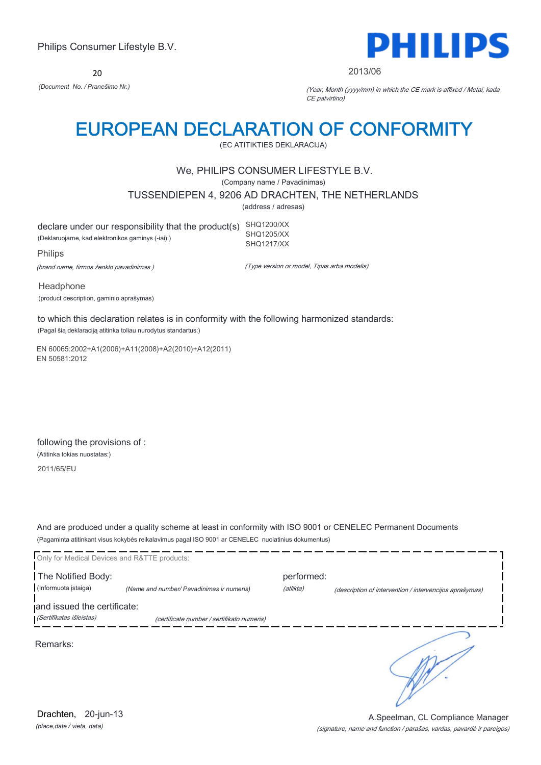Philips Consumer Lifestyle B.V.

**PHILIPS**

20

*(Document No. / Pranešimo Nr.)*

2013/06

*(Year, Month (yyyy/mm) in which the CE mark is affixed / Metai, kada CE patvirtino)*

# EUROPEAN DECLARATION OF CONFORMITY

(EC ATITIKTIES DEKLARACIJA)

We, PHILIPS CONSUMER LIFESTYLE B.V.

(Company name / Pavadinimas)

TUSSENDIEPEN 4, 9206 AD DRACHTEN, THE NETHERLANDS

(address / adresas)

declare under our responsibility that the product(s)

(Deklaruojame, kad elektronikos gaminys (-iai):)

SHQ1200/XX
SHQ1205/XX
SHQ1217/XX

Philips

*(brand name, firmos ženklo pavadinimas )*

*(Type version or model, Tipas arba modelis)*

Headphone

(product description, gaminio aprašymas)

to which this declaration relates is in conformity with the following harmonized standards:

(Pagal šią deklaraciją atitinka toliau nurodytus standartus:)

EN 60065:2002+A1(2006)+A11(2008)+A2(2010)+A12(2011)
EN 50581:2012

following the provisions of :

(Atitinka tokias nuostatas:)

2011/65/EU

And are produced under a quality scheme at least in conformity with ISO 9001 or CENELEC Permanent Documents

(Pagaminta atitinkant visus kokybės reikalavimus pagal ISO 9001 ar CENELEC nuolatinius dokumentus)

Only for Medical Devices and R&TTE products:

The Notified Body:
(Informuota įstaiga) *(Name and number/ Pavadinimas ir numeris)*

performed:
*(atlikta)* *(description of intervention / intervencijos aprašymas)*

and issued the certificate:
*(Sertifikatas išleistas)* *(certificate number / sertifikato numeris)*

Remarks:

Drachten, 20-jun-13

*(place,date / vieta, data)*

A.Speelman, CL Compliance Manager

*(signature, name and function / parašas, vardas, pavardė ir pareigos)*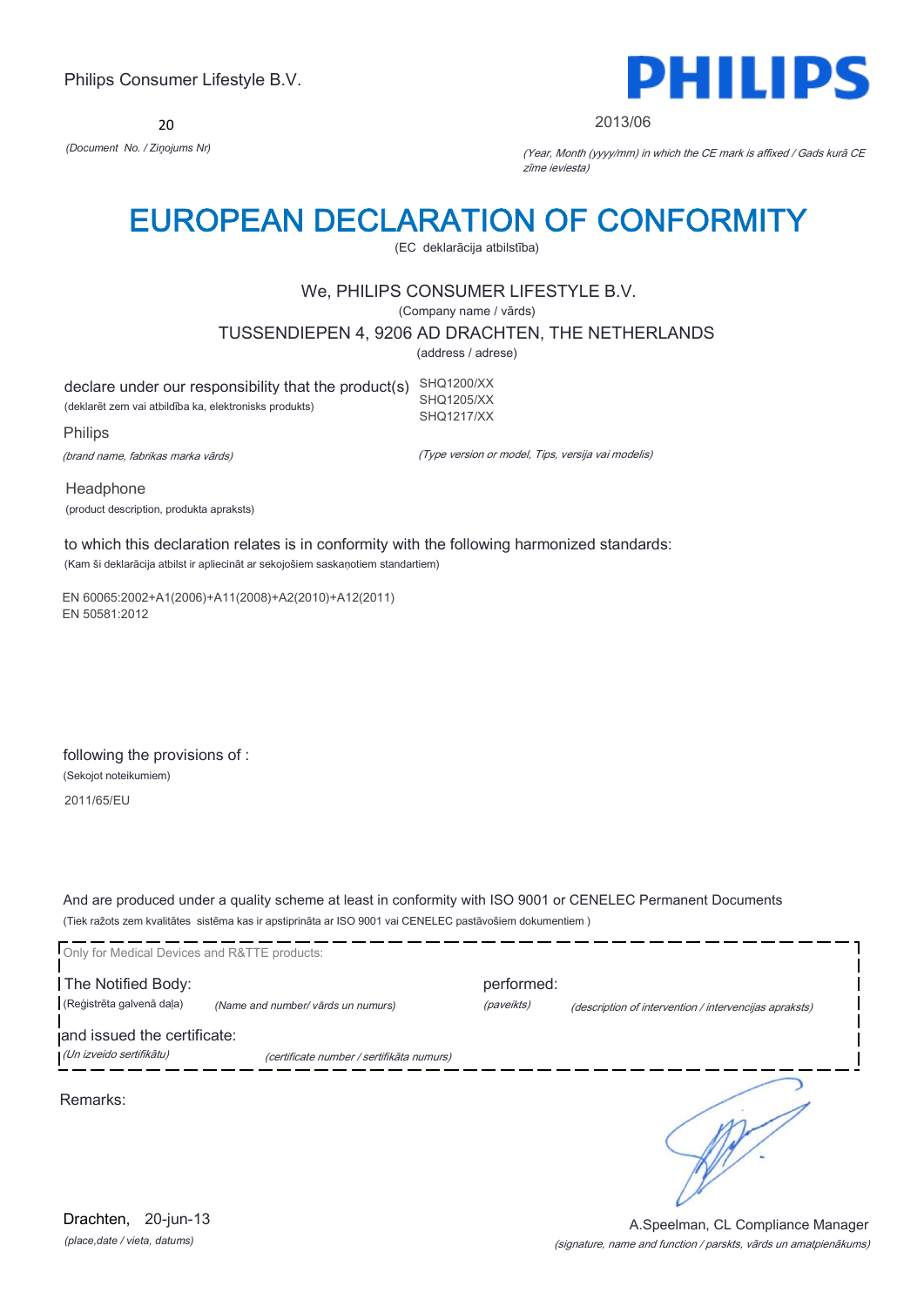Philips Consumer Lifestyle B.V.

**PHILIPS**

20

*(Document No. / Ziņojums Nr)*

2013/06

*(Year, Month (yyyy/mm) in which the CE mark is affixed / Gads kurā CE zīme ieviesta)*

# EUROPEAN DECLARATION OF CONFORMITY

(EC deklarācija atbilstība)

We, PHILIPS CONSUMER LIFESTYLE B.V.

(Company name / vārds)

TUSSENDIEPEN 4, 9206 AD DRACHTEN, THE NETHERLANDS

(address / adrese)

declare under our responsibility that the product(s)
(deklarēt zem vai atbildība ka, elektronisks produkts)

SHQ1200/XX
SHQ1205/XX
SHQ1217/XX

Philips
*(brand name, fabrikas marka vārds)*

*(Type version or model, Tips, versija vai modelis)*

Headphone
(product description, produkta apraksts)

to which this declaration relates is in conformity with the following harmonized standards:
(Kam šī deklarācija atbilst ir apliecināt ar sekojošiem saskaņotiem standartiem)

EN 60065:2002+A1(2006)+A11(2008)+A2(2010)+A12(2011)
EN 50581:2012

following the provisions of :
(Sekojot noteikumiem)

2011/65/EU

And are produced under a quality scheme at least in conformity with ISO 9001 or CENELEC Permanent Documents
(Tiek ražots zem kvalitātes sistēma kas ir apstiprināta ar ISO 9001 vai CENELEC pastāvošiem dokumentiem )

Only for Medical Devices and R&TTE products:

The Notified Body: (Reģistrēta galvenā daļa) *(Name and number/ vārds un numurs)*

performed: *(paveikts)* *(description of intervention / intervencijas apraksts)*

and issued the certificate: *(Un izveido sertifikātu)* *(certificate number / sertifikāta numurs)*

Remarks:

Drachten, 20-jun-13
*(place,date / vieta, datums)*

A.Speelman, CL Compliance Manager
*(signature, name and function / parskts, vārds un amatpienākums)*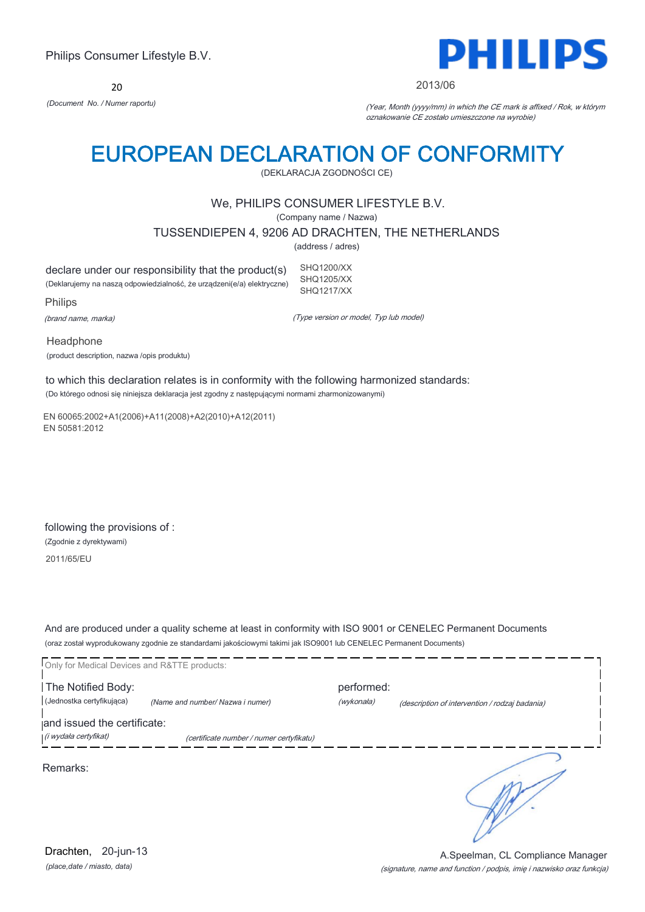Philips Consumer Lifestyle B.V.

**PHILIPS**

20

*(Document No. / Numer raportu)*

2013/06

*(Year, Month (yyyy/mm) in which the CE mark is affixed / Rok, w którym oznakowanie CE zostało umieszczone na wyrobie)*

# EUROPEAN DECLARATION OF CONFORMITY

(DEKLARACJA ZGODNOŚCI CE)

We, PHILIPS CONSUMER LIFESTYLE B.V.

(Company name / Nazwa)

TUSSENDIEPEN 4, 9206 AD DRACHTEN, THE NETHERLANDS

(address / adres)

declare under our responsibility that the product(s)
(Deklarujemy na naszą odpowiedzialność, że urządzeni(e/a) elektryczne)

SHQ1200/XX
SHQ1205/XX
SHQ1217/XX

Philips

*(brand name, marka)*

*(Type version or model, Typ lub model)*

Headphone

(product description, nazwa /opis produktu)

to which this declaration relates is in conformity with the following harmonized standards:
(Do którego odnosi się niniejsza deklaracja jest zgodny z następującymi normami zharmonizowanymi)

EN 60065:2002+A1(2006)+A11(2008)+A2(2010)+A12(2011)
EN 50581:2012

following the provisions of :
(Zgodnie z dyrektywami)

2011/65/EU

And are produced under a quality scheme at least in conformity with ISO 9001 or CENELEC Permanent Documents
(oraz został wyprodukowany zgodnie ze standardami jakościowymi takimi jak ISO9001 lub CENELEC Permanent Documents)

Only for Medical Devices and R&TTE products:

The Notified Body: (Jednostka certyfikująca) *(Name and number/ Nazwa i numer)*

performed: *(wykonała)* *(description of intervention / rodzaj badania)*

and issued the certificate: *(i wydała certyfikat)* *(certificate number / numer certyfikatu)*

Remarks:

Drachten, 20-jun-13

*(place,date / miasto, data)*

A.Speelman, CL Compliance Manager

*(signature, name and function / podpis, imię i nazwisko oraz funkcja)*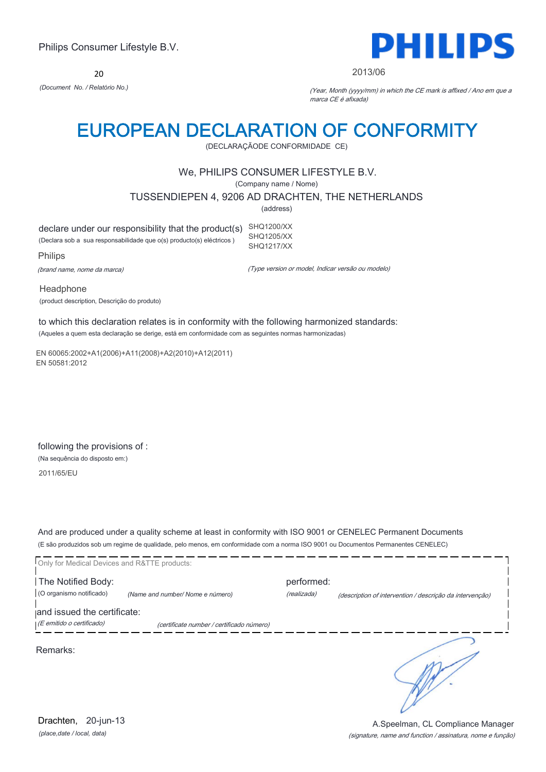Philips Consumer Lifestyle B.V.

PHILIPS

20

*(Document No. / Relatório No.)*

2013/06

*(Year, Month (yyyy/mm) in which the CE mark is affixed / Ano em que a marca CE é afixada)*

# EUROPEAN DECLARATION OF CONFORMITY

(DECLARAÇÃODE CONFORMIDADE CE)

We, PHILIPS CONSUMER LIFESTYLE B.V.

(Company name / Nome)

TUSSENDIEPEN 4, 9206 AD DRACHTEN, THE NETHERLANDS

(address)

declare under our responsibility that the product(s)
(Declara sob a sua responsabilidade que o(s) producto(s) eléctricos )

SHQ1200/XX
SHQ1205/XX
SHQ1217/XX

Philips

*(brand name, nome da marca)*

*(Type version or model, Indicar versão ou modelo)*

Headphone

(product description, Descrição do produto)

to which this declaration relates is in conformity with the following harmonized standards:
(Aqueles a quem esta declaração se derige, está em conformidade com as seguintes normas harmonizadas)

EN 60065:2002+A1(2006)+A11(2008)+A2(2010)+A12(2011)
EN 50581:2012

following the provisions of :
(Na sequência do disposto em:)

2011/65/EU

And are produced under a quality scheme at least in conformity with ISO 9001 or CENELEC Permanent Documents
(E são produzidos sob um regime de qualidade, pelo menos, em conformidade com a norma ISO 9001 ou Documentos Permanentes CENELEC)

Only for Medical Devices and R&TTE products:

The Notified Body: (O organismo notificado) *(Name and number/ Nome e número)*

performed: *(realizada)* *(description of intervention / descrição da intervenção)*

and issued the certificate: *(E emitido o certificado)* *(certificate number / certificado número)*

Remarks:

Drachten, 20-jun-13

*(place,date / local, data)*

A.Speelman, CL Compliance Manager

*(signature, name and function / assinatura, nome e função)*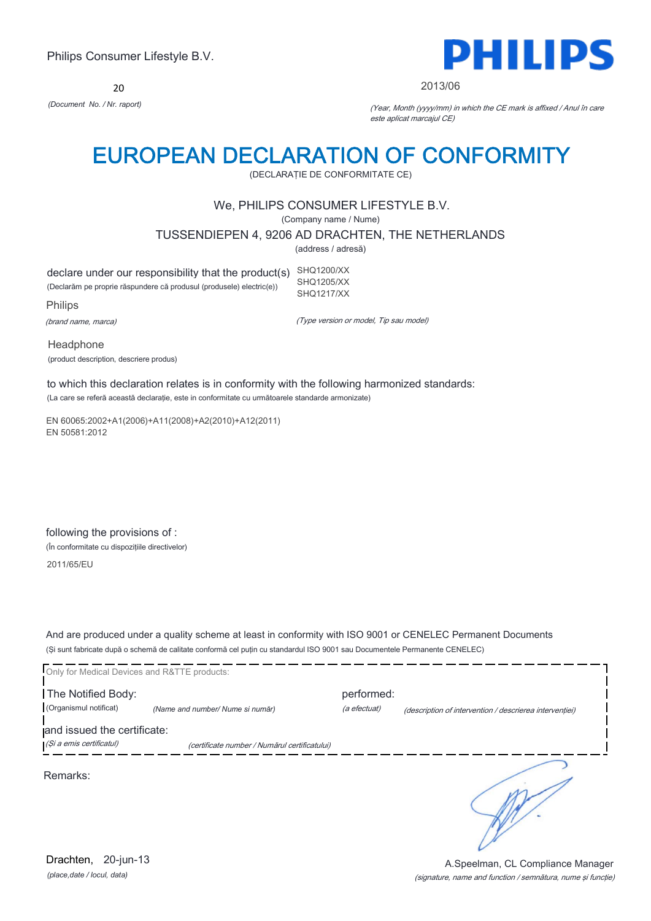Philips Consumer Lifestyle B.V.

**PHILIPS**

20

*(Document No. / Nr. raport)*

2013/06

*(Year, Month (yyyy/mm) in which the CE mark is affixed / Anul în care este aplicat marcajul CE)*

# EUROPEAN DECLARATION OF CONFORMITY

(DECLARAȚIE DE CONFORMITATE CE)

We, PHILIPS CONSUMER LIFESTYLE B.V.

(Company name / Nume)

TUSSENDIEPEN 4, 9206 AD DRACHTEN, THE NETHERLANDS

(address / adresă)

declare under our responsibility that the product(s)
(Declarăm pe proprie răspundere că produsul (produsele) electric(e))

SHQ1200/XX
SHQ1205/XX
SHQ1217/XX

Philips

*(brand name, marca)*

*(Type version or model, Tip sau model)*

Headphone

(product description, descriere produs)

to which this declaration relates is in conformity with the following harmonized standards:

(La care se referă această declarație, este in conformitate cu următoarele standarde armonizate)

EN 60065:2002+A1(2006)+A11(2008)+A2(2010)+A12(2011)
EN 50581:2012

following the provisions of :

(În conformitate cu dispozițiile directivelor)

2011/65/EU

And are produced under a quality scheme at least in conformity with ISO 9001 or CENELEC Permanent Documents

(Și sunt fabricate după o schemă de calitate conformă cel puțin cu standardul ISO 9001 sau Documentele Permanente CENELEC)

Only for Medical Devices and R&TTE products:

The Notified Body: (Organismul notificat) *(Name and number/ Nume si număr)*

performed: *(a efectuat)* *(description of intervention / descrierea intervenției)*

and issued the certificate: *(Și a emis certificatul)* *(certificate number / Numărul certificatului)*

Remarks:

Drachten, 20-jun-13

*(place,date / locul, data)*

A.Speelman, CL Compliance Manager

*(signature, name and function / semnătura, nume și funcție)*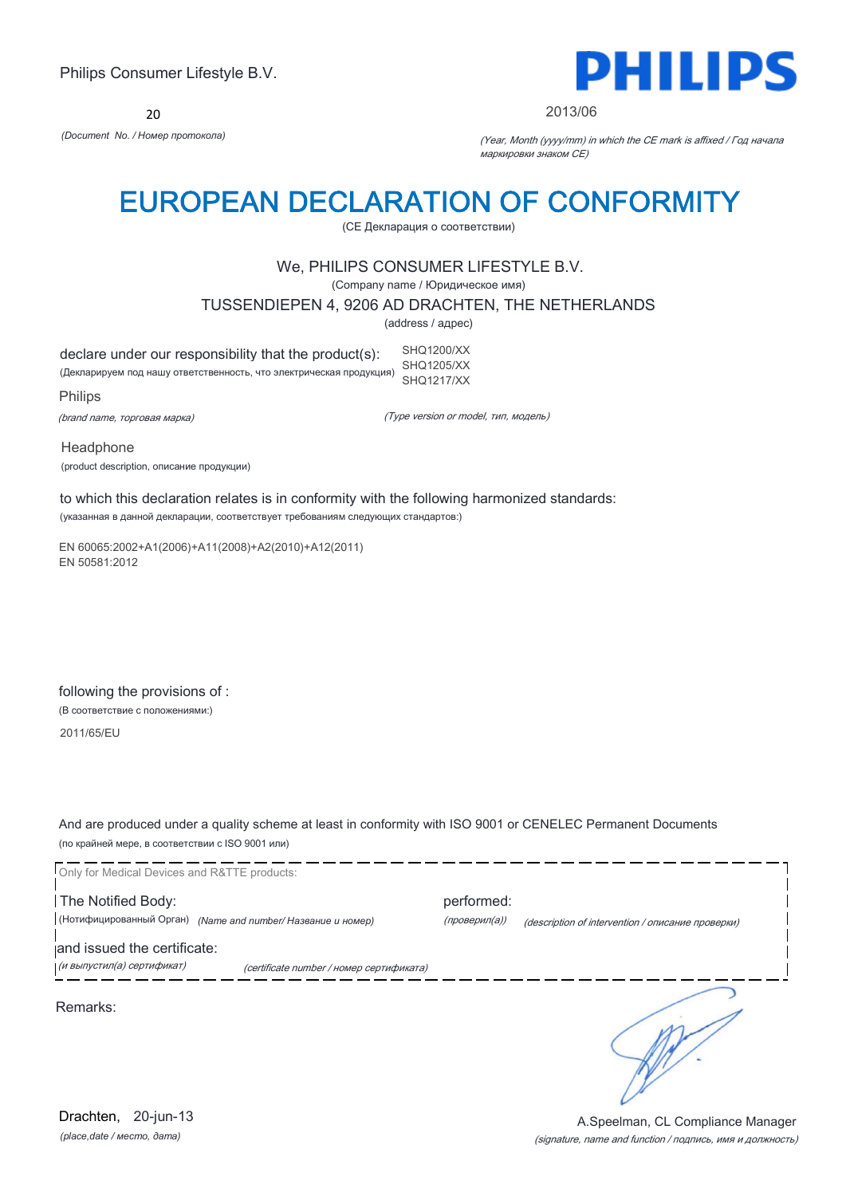Philips Consumer Lifestyle B.V.

20

*(Document No. / Номер протокола)*

PHILIPS

2013/06

*(Year, Month (yyyy/mm) in which the CE mark is affixed / Год начала маркировки знаком CE)*

# EUROPEAN DECLARATION OF CONFORMITY

(CE Декларация о соответствии)

We, PHILIPS CONSUMER LIFESTYLE B.V.

(Company name / Юридическое имя)

TUSSENDIEPEN 4, 9206 AD DRACHTEN, THE NETHERLANDS

(address / адрес)

declare under our responsibility that the product(s):
(Декларируем под нашу ответственность, что электрическая продукция)

SHQ1200/XX
SHQ1205/XX
SHQ1217/XX

Philips

*(brand name, торговая марка)*

*(Type version or model, тип, модель)*

Headphone

(product description, описание продукции)

to which this declaration relates is in conformity with the following harmonized standards:
(указанная в данной декларации, соответствует требованиям следующих стандартов:)

EN 60065:2002+A1(2006)+A11(2008)+A2(2010)+A12(2011)
EN 50581:2012

following the provisions of :
(В соответствие с положениями:)

2011/65/EU

And are produced under a quality scheme at least in conformity with ISO 9001 or CENELEC Permanent Documents
(по крайней мере, в соответствии с ISO 9001 или)

Only for Medical Devices and R&TTE products:

The Notified Body: (Нотифицированный Орган) *(Name and number/ Название и номер)*

performed: *(проверил(а))* *(description of intervention / описание проверки)*

and issued the certificate: *(и выпустил(а) сертификат)* *(certificate number / номер сертификата)*

Remarks:

Drachten, 20-jun-13
*(place,date / место, дата)*

A.Speelman, CL Compliance Manager
*(signature, name and function / подпись, имя и должность)*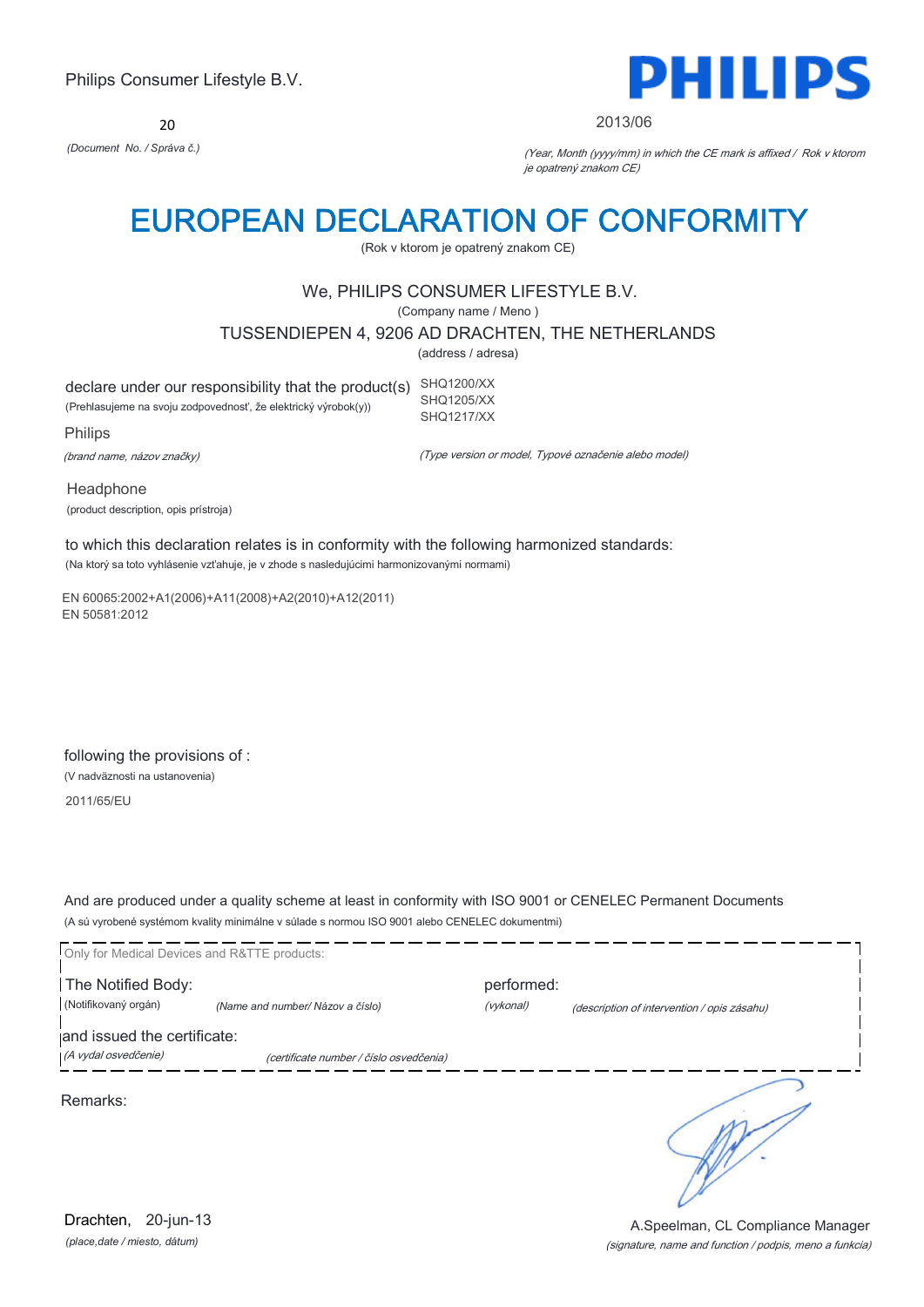Philips Consumer Lifestyle B.V.

**PHILIPS**

20

*(Document No. / Správa č.)*

2013/06

*(Year, Month (yyyy/mm) in which the CE mark is affixed / Rok v ktorom je opatrený znakom CE)*

# EUROPEAN DECLARATION OF CONFORMITY

(Rok v ktorom je opatrený znakom CE)

We, PHILIPS CONSUMER LIFESTYLE B.V.

(Company name / Meno )

TUSSENDIEPEN 4, 9206 AD DRACHTEN, THE NETHERLANDS

(address / adresa)

declare under our responsibility that the product(s)
(Prehlasujeme na svoju zodpovednosť, že elektrický výrobok(y))

SHQ1200/XX
SHQ1205/XX
SHQ1217/XX

Philips

*(brand name, názov značky)*

*(Type version or model, Typové označenie alebo model)*

Headphone

(product description, opis prístroja)

to which this declaration relates is in conformity with the following harmonized standards:

(Na ktorý sa toto vyhlásenie vzťahuje, je v zhode s nasledujúcimi harmonizovanými normami)

EN 60065:2002+A1(2006)+A11(2008)+A2(2010)+A12(2011)
EN 50581:2012

following the provisions of :

(V nadväznosti na ustanovenia)

2011/65/EU

And are produced under a quality scheme at least in conformity with ISO 9001 or CENELEC Permanent Documents

(A sú vyrobené systémom kvality minimálne v súlade s normou ISO 9001 alebo CENELEC dokumentmi)

Only for Medical Devices and R&TTE products:

The Notified Body:
(Notifikovaný orgán) *(Name and number/ Názov a číslo)*

performed:
*(vykonal)* *(description of intervention / opis zásahu)*

and issued the certificate:
*(A vydal osvedčenie)* *(certificate number / číslo osvedčenia)*

Remarks:

Drachten, 20-jun-13

*(place,date / miesto, dátum)*

A.Speelman, CL Compliance Manager

*(signature, name and function / podpis, meno a funkcia)*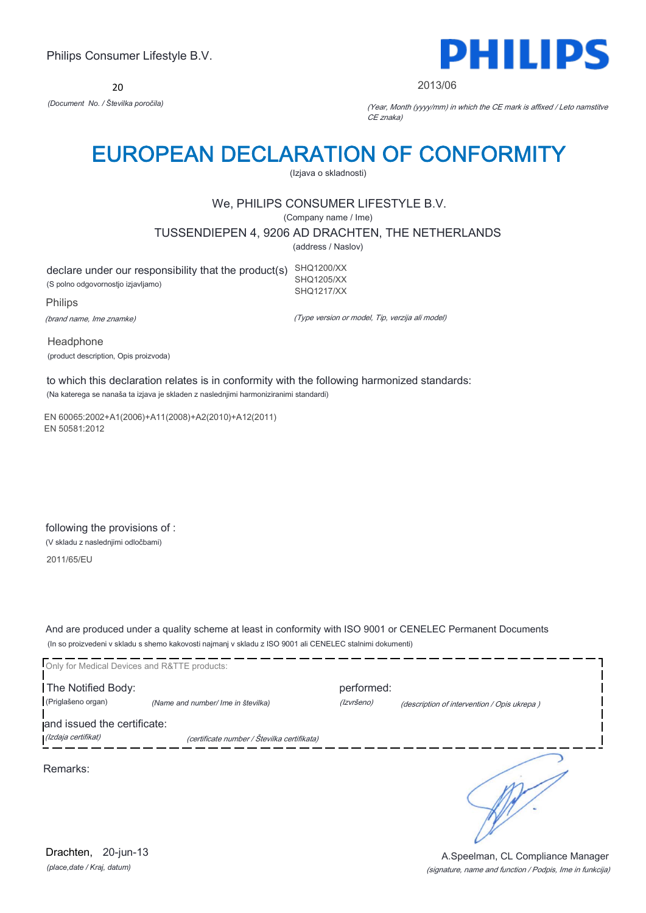Philips Consumer Lifestyle B.V.

**PHILIPS**

20

*(Document No. / Številka poročila)*

2013/06

*(Year, Month (yyyy/mm) in which the CE mark is affixed / Leto namstitve CE znaka)*

# EUROPEAN DECLARATION OF CONFORMITY

(Izjava o skladnosti)

We, PHILIPS CONSUMER LIFESTYLE B.V.

(Company name / Ime)

TUSSENDIEPEN 4, 9206 AD DRACHTEN, THE NETHERLANDS

(address / Naslov)

declare under our responsibility that the product(s)

(S polno odgovornostjo izjavljamo)

SHQ1200/XX
SHQ1205/XX
SHQ1217/XX

Philips

*(brand name, Ime znamke)*

*(Type version or model, Tip, verzija ali model)*

Headphone

(product description, Opis proizvoda)

to which this declaration relates is in conformity with the following harmonized standards:

(Na katerega se nanaša ta izjava je skladen z naslednjimi harmoniziranimi standardi)

EN 60065:2002+A1(2006)+A11(2008)+A2(2010)+A12(2011)
EN 50581:2012

following the provisions of :

(V skladu z naslednjimi odločbami)

2011/65/EU

And are produced under a quality scheme at least in conformity with ISO 9001 or CENELEC Permanent Documents

(In so proizvedeni v skladu s shemo kakovosti najmanj v skladu z ISO 9001 ali CENELEC stalnimi dokumenti)

Only for Medical Devices and R&TTE products:

The Notified Body: performed:

(Priglašeno organ) *(Name and number/ Ime in številka)* *(Izvršeno)* *(description of intervention / Opis ukrepa )*

and issued the certificate:

*(Izdaja certifikat)* *(certificate number / Številka certifikata)*

Remarks:

Drachten, 20-jun-13

*(place,date / Kraj, datum)*

A.Speelman, CL Compliance Manager

*(signature, name and function / Podpis, Ime in funkcija)*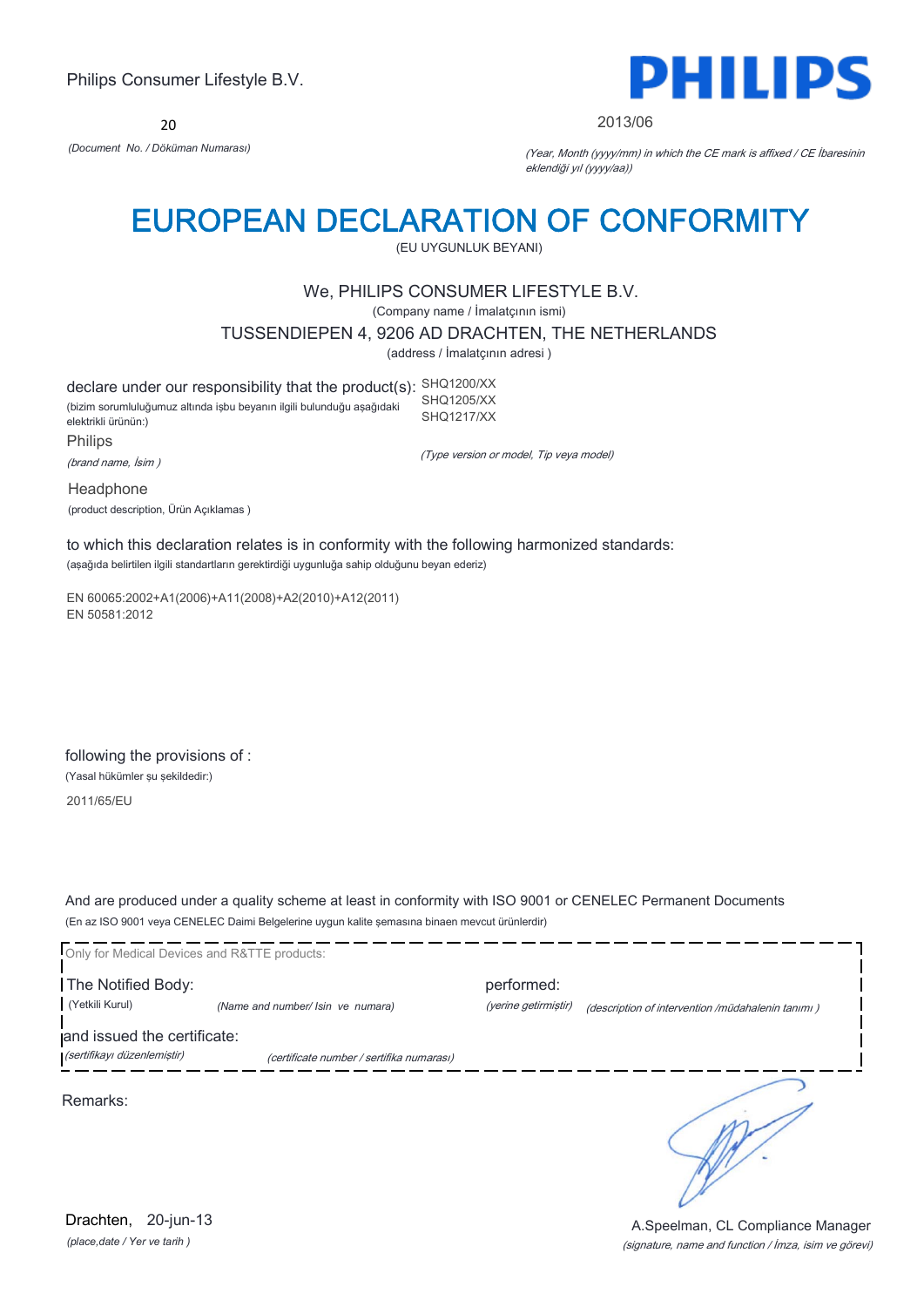Philips Consumer Lifestyle B.V.

**PHILIPS**

20

*(Document No. / Döküman Numarası)*

2013/06

*(Year, Month (yyyy/mm) in which the CE mark is affixed / CE İbaresinin eklendiği yıl (yyyy/aa))*

# EUROPEAN DECLARATION OF CONFORMITY

(EU UYGUNLUK BEYANI)

We, PHILIPS CONSUMER LIFESTYLE B.V.

(Company name / İmalatçının ismi)

TUSSENDIEPEN 4, 9206 AD DRACHTEN, THE NETHERLANDS

(address / İmalatçının adresi )

declare under our responsibility that the product(s):
(bizim sorumluluğumuz altında işbu beyanın ilgili bulunduğu aşağıdaki elektrikli ürünün:)

SHQ1200/XX
SHQ1205/XX
SHQ1217/XX

*(Type version or model, Tip veya model)*

Philips
*(brand name, İsim )*

Headphone
(product description, Ürün Açıklamas )

to which this declaration relates is in conformity with the following harmonized standards:
(aşağıda belirtilen ilgili standartların gerektirdiği uygunluğa sahip olduğunu beyan ederiz)

EN 60065:2002+A1(2006)+A11(2008)+A2(2010)+A12(2011)
EN 50581:2012

following the provisions of :
(Yasal hükümler şu şekildedir:)

2011/65/EU

And are produced under a quality scheme at least in conformity with ISO 9001 or CENELEC Permanent Documents
(En az ISO 9001 veya CENELEC Daimi Belgelerine uygun kalite şemasına binaen mevcut ürünlerdir)

Only for Medical Devices and R&TTE products:

The Notified Body: (Yetkili Kurul) *(Name and number/ Isin ve numara)*

performed: *(yerine getirmiştir)* *(description of intervention /müdahalenin tanımı )*

and issued the certificate: *(sertifikayı düzenlemiştir)* *(certificate number / sertifika numarası)*

Remarks:

Drachten, 20-jun-13
*(place,date / Yer ve tarih )*

A.Speelman, CL Compliance Manager
*(signature, name and function / İmza, isim ve görevi)*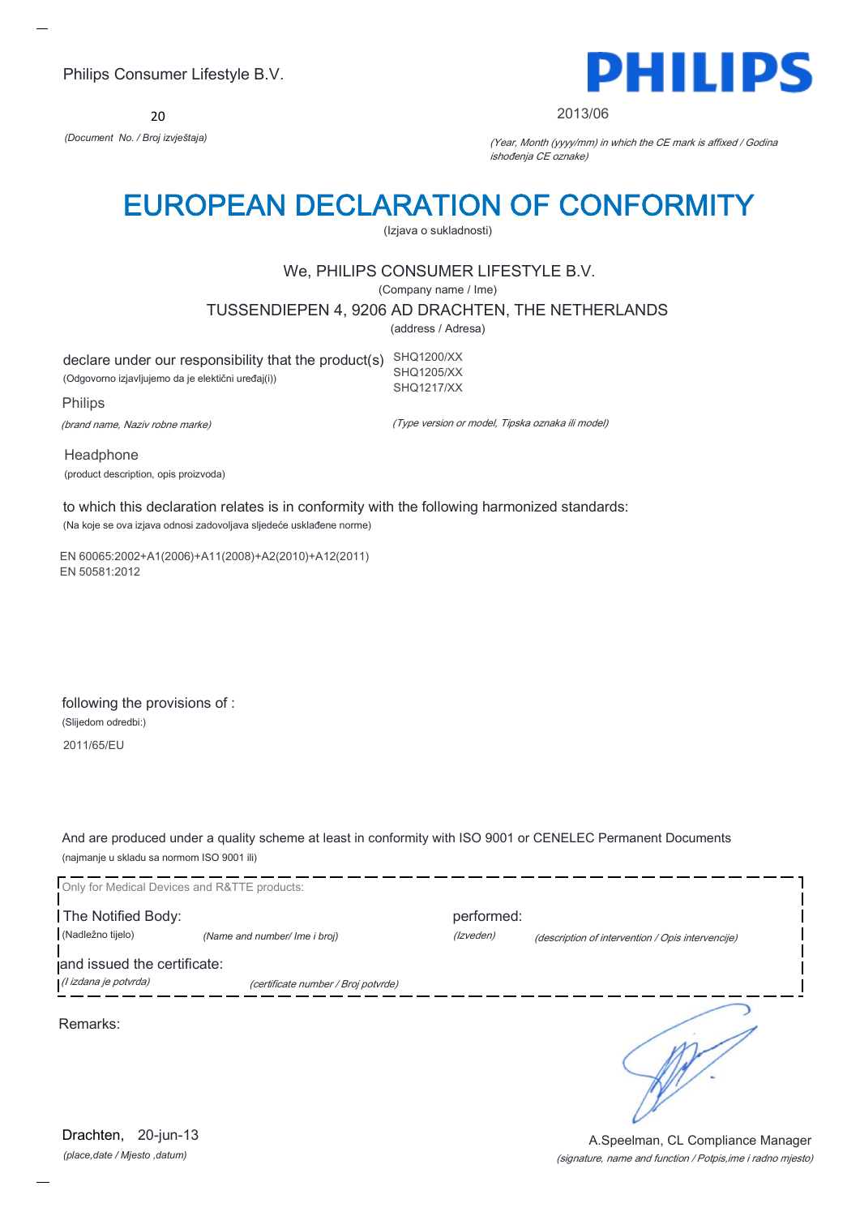Philips Consumer Lifestyle B.V.

**PHILIPS**

20

*(Document No. / Broj izvještaja)*

2013/06

*(Year, Month (yyyy/mm) in which the CE mark is affixed / Godina ishođenja CE oznake)*

# EUROPEAN DECLARATION OF CONFORMITY

(Izjava o sukladnosti)

We, PHILIPS CONSUMER LIFESTYLE B.V.

(Company name / Ime)

TUSSENDIEPEN 4, 9206 AD DRACHTEN, THE NETHERLANDS

(address / Adresa)

declare under our responsibility that the product(s)

(Odgovorno izjavljujemo da je elektični uređaj(i))

SHQ1200/XX
SHQ1205/XX
SHQ1217/XX

Philips

*(brand name, Naziv robne marke)*

*(Type version or model, Tipska oznaka ili model)*

Headphone

(product description, opis proizvoda)

to which this declaration relates is in conformity with the following harmonized standards:

(Na koje se ova izjava odnosi zadovoljava sljedeće usklađene norme)

EN 60065:2002+A1(2006)+A11(2008)+A2(2010)+A12(2011)
EN 50581:2012

following the provisions of :

(Slijedom odredbi:)

2011/65/EU

And are produced under a quality scheme at least in conformity with ISO 9001 or CENELEC Permanent Documents

(najmanje u skladu sa normom ISO 9001 ili)

Only for Medical Devices and R&TTE products:

The Notified Body: *(Name and number/ Ime i broj)*

(Nadležno tijelo)

performed: *(description of intervention / Opis intervencije)*

*(Izveden)*

and issued the certificate: *(certificate number / Broj potvrde)*

*(I izdana je potvrda)*

Remarks:

Drachten, 20-jun-13

*(place,date / Mjesto ,datum)*

A.Speelman, CL Compliance Manager

*(signature, name and function / Potpis,ime i radno mjesto)*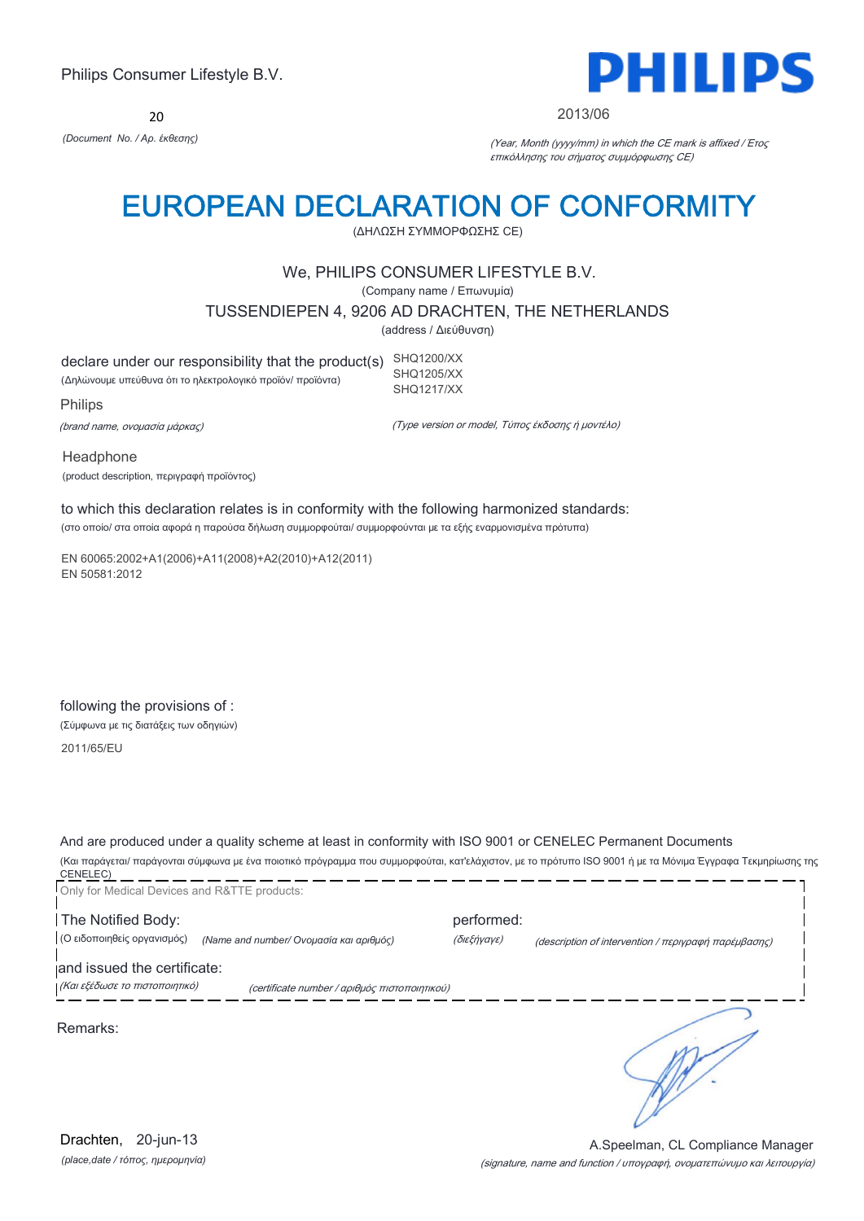Philips Consumer Lifestyle B.V.

PHILIPS

20

*(Document No. / Αρ. έκθεσης)*

2013/06

*(Year, Month (yyyy/mm) in which the CE mark is affixed / Έτος επικόλλησης του σήματος συμμόρφωσης CE)*

# EUROPEAN DECLARATION OF CONFORMITY

(ΔΗΛΩΣΗ ΣΥΜΜΟΡΦΩΣΗΣ CE)

We, PHILIPS CONSUMER LIFESTYLE B.V.

(Company name / Επωνυμία)

TUSSENDIEPEN 4, 9206 AD DRACHTEN, THE NETHERLANDS

(address / Διεύθυνση)

declare under our responsibility that the product(s)
(Δηλώνουμε υπεύθυνα ότι το ηλεκτρολογικό προϊόν/ προϊόντα)

SHQ1200/XX
SHQ1205/XX
SHQ1217/XX

Philips

*(brand name, ονομασία μάρκας)*

*(Type version or model, Τύπος έκδοσης ή μοντέλο)*

Headphone

(product description, περιγραφή προϊόντος)

to which this declaration relates is in conformity with the following harmonized standards:
(στο οποίο/ στα οποία αφορά η παρούσα δήλωση συμμορφούται/ συμμορφούνται με τα εξής εναρμονισμένα πρότυπα)

EN 60065:2002+A1(2006)+A11(2008)+A2(2010)+A12(2011)
EN 50581:2012

following the provisions of :
(Σύμφωνα με τις διατάξεις των οδηγιών)

2011/65/EU

And are produced under a quality scheme at least in conformity with ISO 9001 or CENELEC Permanent Documents
(Και παράγεται/ παράγονται σύμφωνα με ένα ποιοτικό πρόγραμμα που συμμορφούται, κατ'ελάχιστον, με το πρότυπο ISO 9001 ή με τα Μόνιμα Έγγραφα Τεκμηρίωσης της CENELEC)

Only for Medical Devices and R&TTE products:

The Notified Body: (Ο ειδοποιηθείς οργανισμός) *(Name and number/ Ονομασία και αριθμός)*

performed: *(διεξήγαγε)* *(description of intervention / περιγραφή παρέμβασης)*

and issued the certificate:
*(Και εξέδωσε το πιστοποιητικό)* *(certificate number / αριθμός πιστοποιητικού)*

Remarks:

Drachten, 20-jun-13

*(place,date / τόπος, ημερομηνία)*

A.Speelman, CL Compliance Manager

*(signature, name and function / υπογραφή, ονοματεπώνυμο και λειτουργία)*